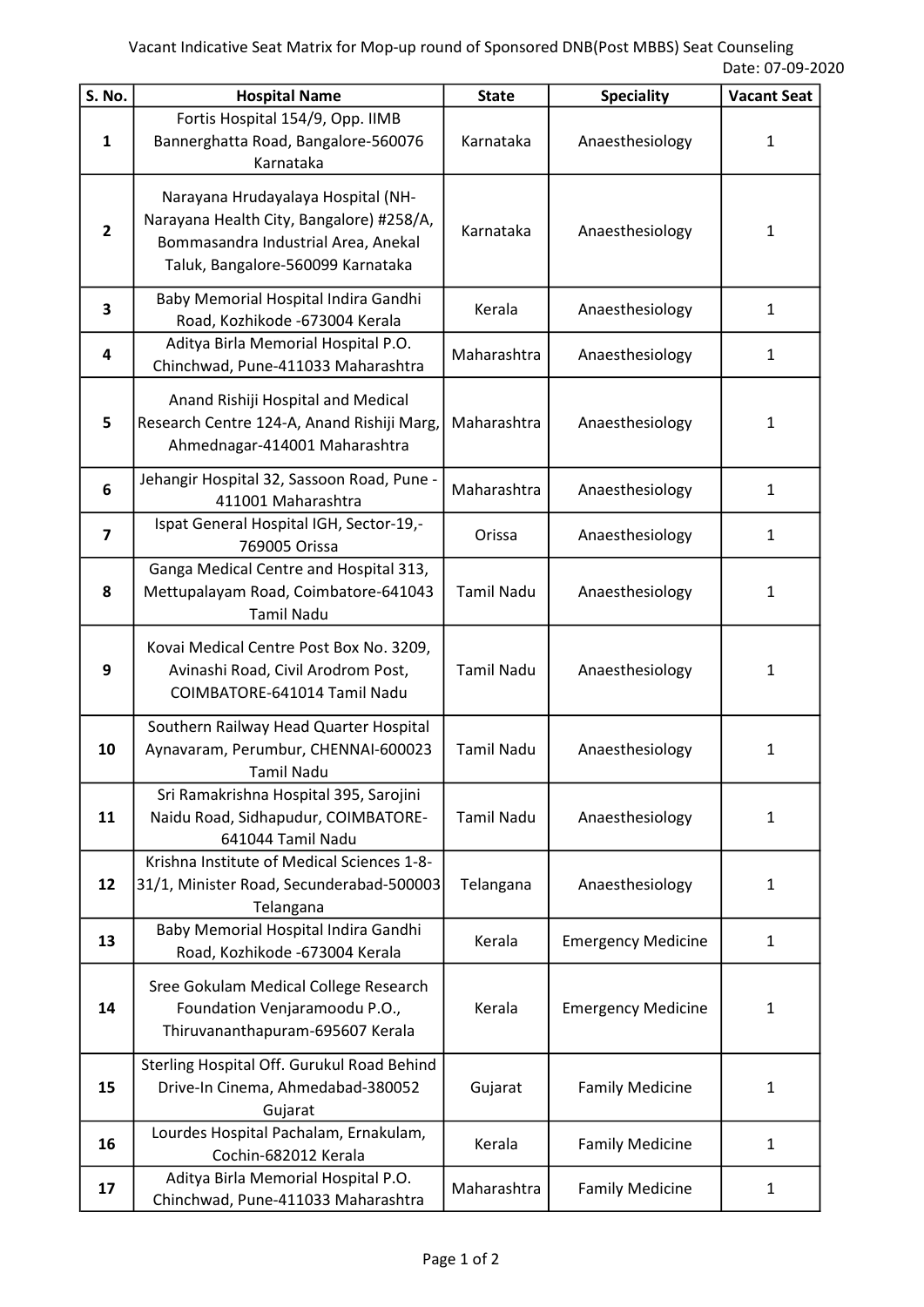Vacant Indicative Seat Matrix for Mop-up round of Sponsored DNB(Post MBBS) Seat Counseling

Date: 07-09-2020

| S. No. | Hospital Name | State | Speciality | Vacant Seat |
|---|---|---|---|---|
| 1 | Fortis Hospital 154/9, Opp. IIMB Bannerghatta Road, Bangalore-560076 Karnataka | Karnataka | Anaesthesiology | 1 |
| 2 | Narayana Hrudayalaya Hospital (NH-Narayana Health City, Bangalore) #258/A, Bommasandra Industrial Area, Anekal Taluk, Bangalore-560099 Karnataka | Karnataka | Anaesthesiology | 1 |
| 3 | Baby Memorial Hospital Indira Gandhi Road, Kozhikode -673004 Kerala | Kerala | Anaesthesiology | 1 |
| 4 | Aditya Birla Memorial Hospital P.O. Chinchwad, Pune-411033 Maharashtra | Maharashtra | Anaesthesiology | 1 |
| 5 | Anand Rishiji Hospital and Medical Research Centre 124-A, Anand Rishiji Marg, Ahmednagar-414001 Maharashtra | Maharashtra | Anaesthesiology | 1 |
| 6 | Jehangir Hospital 32, Sassoon Road, Pune - 411001 Maharashtra | Maharashtra | Anaesthesiology | 1 |
| 7 | Ispat General Hospital IGH, Sector-19,-769005 Orissa | Orissa | Anaesthesiology | 1 |
| 8 | Ganga Medical Centre and Hospital 313, Mettupalayam Road, Coimbatore-641043 Tamil Nadu | Tamil Nadu | Anaesthesiology | 1 |
| 9 | Kovai Medical Centre Post Box No. 3209, Avinashi Road, Civil Arodrom Post, COIMBATORE-641014 Tamil Nadu | Tamil Nadu | Anaesthesiology | 1 |
| 10 | Southern Railway Head Quarter Hospital Aynavaram, Perumbur, CHENNAI-600023 Tamil Nadu | Tamil Nadu | Anaesthesiology | 1 |
| 11 | Sri Ramakrishna Hospital 395, Sarojini Naidu Road, Sidhapudur, COIMBATORE-641044 Tamil Nadu | Tamil Nadu | Anaesthesiology | 1 |
| 12 | Krishna Institute of Medical Sciences 1-8-31/1, Minister Road, Secunderabad-500003 Telangana | Telangana | Anaesthesiology | 1 |
| 13 | Baby Memorial Hospital Indira Gandhi Road, Kozhikode -673004 Kerala | Kerala | Emergency Medicine | 1 |
| 14 | Sree Gokulam Medical College Research Foundation Venjaramoodu P.O., Thiruvananthapuram-695607 Kerala | Kerala | Emergency Medicine | 1 |
| 15 | Sterling Hospital Off. Gurukul Road Behind Drive-In Cinema, Ahmedabad-380052 Gujarat | Gujarat | Family Medicine | 1 |
| 16 | Lourdes Hospital Pachalam, Ernakulam, Cochin-682012 Kerala | Kerala | Family Medicine | 1 |
| 17 | Aditya Birla Memorial Hospital P.O. Chinchwad, Pune-411033 Maharashtra | Maharashtra | Family Medicine | 1 |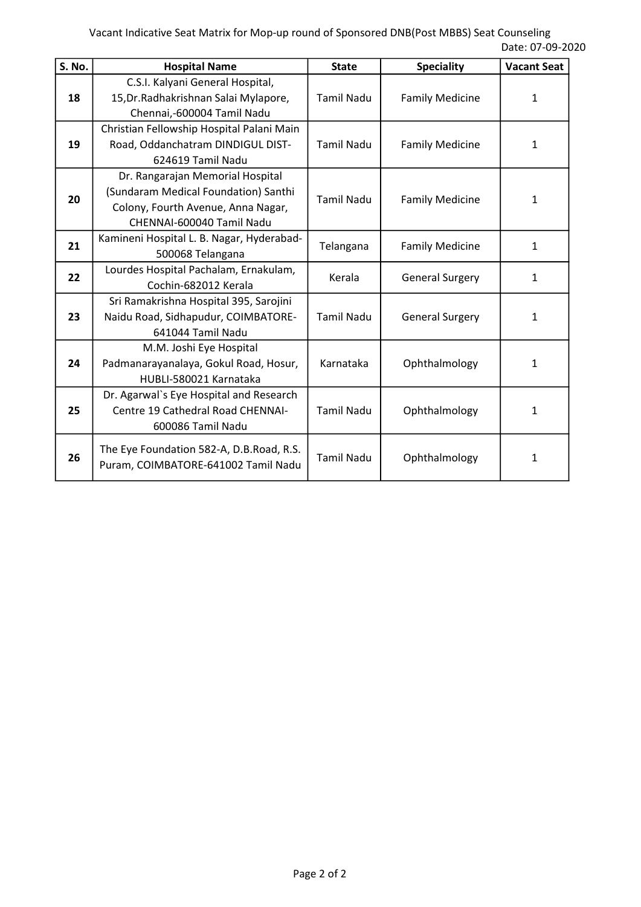Vacant Indicative Seat Matrix for Mop-up round of Sponsored DNB(Post MBBS) Seat Counseling

Date: 07-09-2020

| S. No. | Hospital Name | State | Speciality | Vacant Seat |
|---|---|---|---|---|
| 18 | C.S.I. Kalyani General Hospital, 15,Dr.Radhakrishnan Salai Mylapore, Chennai,-600004 Tamil Nadu | Tamil Nadu | Family Medicine | 1 |
| 19 | Christian Fellowship Hospital Palani Main Road, Oddanchatram DINDIGUL DIST-624619 Tamil Nadu | Tamil Nadu | Family Medicine | 1 |
| 20 | Dr. Rangarajan Memorial Hospital (Sundaram Medical Foundation) Santhi Colony, Fourth Avenue, Anna Nagar, CHENNAI-600040 Tamil Nadu | Tamil Nadu | Family Medicine | 1 |
| 21 | Kamineni Hospital L. B. Nagar, Hyderabad-500068 Telangana | Telangana | Family Medicine | 1 |
| 22 | Lourdes Hospital Pachalam, Ernakulam, Cochin-682012 Kerala | Kerala | General Surgery | 1 |
| 23 | Sri Ramakrishna Hospital 395, Sarojini Naidu Road, Sidhapudur, COIMBATORE-641044 Tamil Nadu | Tamil Nadu | General Surgery | 1 |
| 24 | M.M. Joshi Eye Hospital Padmanarayanalaya, Gokul Road, Hosur, HUBLI-580021 Karnataka | Karnataka | Ophthalmology | 1 |
| 25 | Dr. Agarwal`s Eye Hospital and Research Centre 19 Cathedral Road CHENNAI-600086 Tamil Nadu | Tamil Nadu | Ophthalmology | 1 |
| 26 | The Eye Foundation 582-A, D.B.Road, R.S. Puram, COIMBATORE-641002 Tamil Nadu | Tamil Nadu | Ophthalmology | 1 |